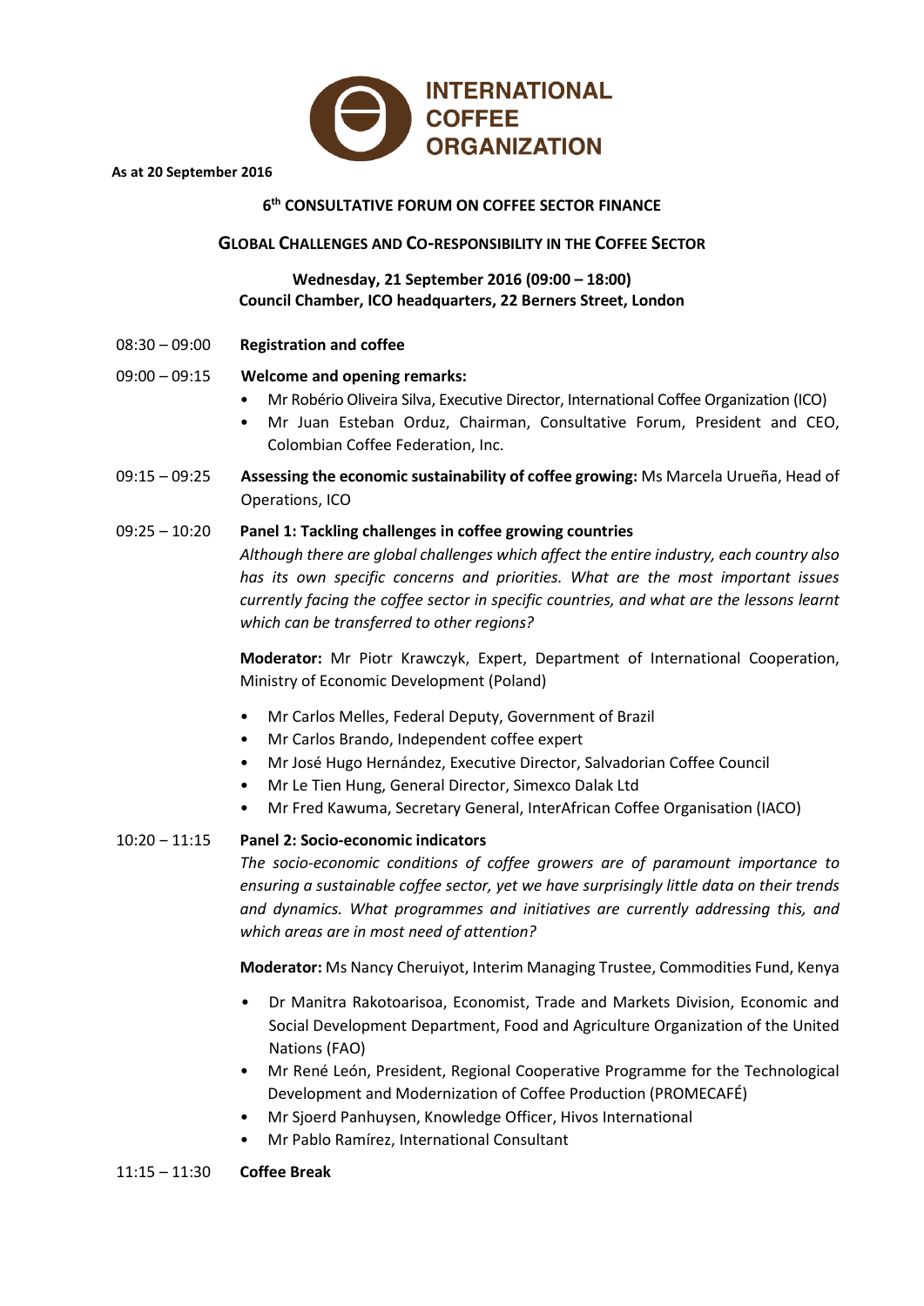INTERNATIONAL COFFEE ORGANIZATION

**As at 20 September 2016**

# 6th CONSULTATIVE FORUM ON COFFEE SECTOR FINANCE

## GLOBAL CHALLENGES AND CO-RESPONSIBILITY IN THE COFFEE SECTOR

**Wednesday, 21 September 2016 (09:00 – 18:00)**
**Council Chamber, ICO headquarters, 22 Berners Street, London**

08:30 – 09:00 **Registration and coffee**

09:00 – 09:15 **Welcome and opening remarks:**

- Mr Robério Oliveira Silva, Executive Director, International Coffee Organization (ICO)
- Mr Juan Esteban Orduz, Chairman, Consultative Forum, President and CEO, Colombian Coffee Federation, Inc.

09:15 – 09:25 **Assessing the economic sustainability of coffee growing:** Ms Marcela Urueña, Head of Operations, ICO

09:25 – 10:20 **Panel 1: Tackling challenges in coffee growing countries**

*Although there are global challenges which affect the entire industry, each country also has its own specific concerns and priorities. What are the most important issues currently facing the coffee sector in specific countries, and what are the lessons learnt which can be transferred to other regions?*

**Moderator:** Mr Piotr Krawczyk, Expert, Department of International Cooperation, Ministry of Economic Development (Poland)

- Mr Carlos Melles, Federal Deputy, Government of Brazil
- Mr Carlos Brando, Independent coffee expert
- Mr José Hugo Hernández, Executive Director, Salvadorian Coffee Council
- Mr Le Tien Hung, General Director, Simexco Dalak Ltd
- Mr Fred Kawuma, Secretary General, InterAfrican Coffee Organisation (IACO)

10:20 – 11:15 **Panel 2: Socio-economic indicators**

*The socio-economic conditions of coffee growers are of paramount importance to ensuring a sustainable coffee sector, yet we have surprisingly little data on their trends and dynamics. What programmes and initiatives are currently addressing this, and which areas are in most need of attention?*

**Moderator:** Ms Nancy Cheruiyot, Interim Managing Trustee, Commodities Fund, Kenya

- Dr Manitra Rakotoarisoa, Economist, Trade and Markets Division, Economic and Social Development Department, Food and Agriculture Organization of the United Nations (FAO)
- Mr René León, President, Regional Cooperative Programme for the Technological Development and Modernization of Coffee Production (PROMECAFÉ)
- Mr Sjoerd Panhuysen, Knowledge Officer, Hivos International
- Mr Pablo Ramírez, International Consultant

11:15 – 11:30 **Coffee Break**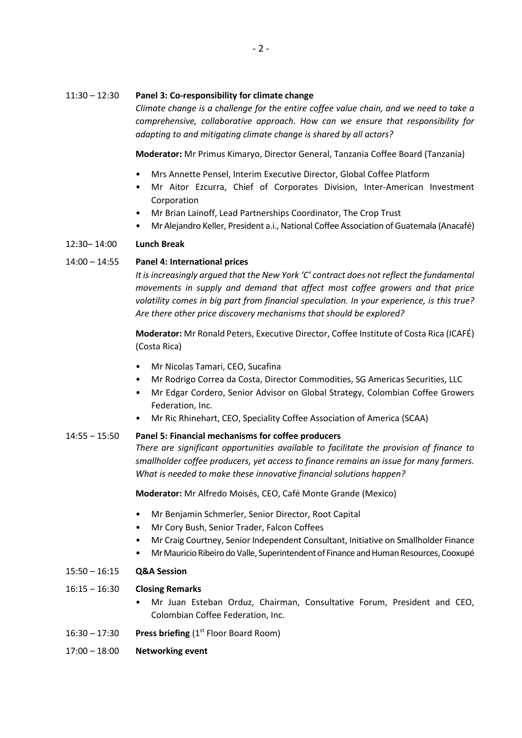11:30 – 12:30 **Panel 3: Co-responsibility for climate change**

*Climate change is a challenge for the entire coffee value chain, and we need to take a comprehensive, collaborative approach. How can we ensure that responsibility for adapting to and mitigating climate change is shared by all actors?*

**Moderator:** Mr Primus Kimaryo, Director General, Tanzania Coffee Board (Tanzania)

- Mrs Annette Pensel, Interim Executive Director, Global Coffee Platform
- Mr Aitor Ezcurra, Chief of Corporates Division, Inter-American Investment Corporation
- Mr Brian Lainoff, Lead Partnerships Coordinator, The Crop Trust
- Mr Alejandro Keller, President a.i., National Coffee Association of Guatemala (Anacafé)

12:30– 14:00 **Lunch Break**

14:00 – 14:55 **Panel 4: International prices**

*It is increasingly argued that the New York 'C' contract does not reflect the fundamental movements in supply and demand that affect most coffee growers and that price volatility comes in big part from financial speculation. In your experience, is this true? Are there other price discovery mechanisms that should be explored?*

**Moderator:** Mr Ronald Peters, Executive Director, Coffee Institute of Costa Rica (ICAFÉ) (Costa Rica)

- Mr Nicolas Tamari, CEO, Sucafina
- Mr Rodrigo Correa da Costa, Director Commodities, SG Americas Securities, LLC
- Mr Edgar Cordero, Senior Advisor on Global Strategy, Colombian Coffee Growers Federation, Inc.
- Mr Ric Rhinehart, CEO, Speciality Coffee Association of America (SCAA)

14:55 – 15:50 **Panel 5: Financial mechanisms for coffee producers**

*There are significant opportunities available to facilitate the provision of finance to smallholder coffee producers, yet access to finance remains an issue for many farmers. What is needed to make these innovative financial solutions happen?*

**Moderator:** Mr Alfredo Moisés, CEO, Café Monte Grande (Mexico)

- Mr Benjamin Schmerler, Senior Director, Root Capital
- Mr Cory Bush, Senior Trader, Falcon Coffees
- Mr Craig Courtney, Senior Independent Consultant, Initiative on Smallholder Finance
- Mr Mauricio Ribeiro do Valle, Superintendent of Finance and Human Resources, Cooxupé

15:50 – 16:15 **Q&A Session**

16:15 – 16:30 **Closing Remarks**

- Mr Juan Esteban Orduz, Chairman, Consultative Forum, President and CEO, Colombian Coffee Federation, Inc.

16:30 – 17:30 **Press briefing** (1st Floor Board Room)

17:00 – 18:00 **Networking event**